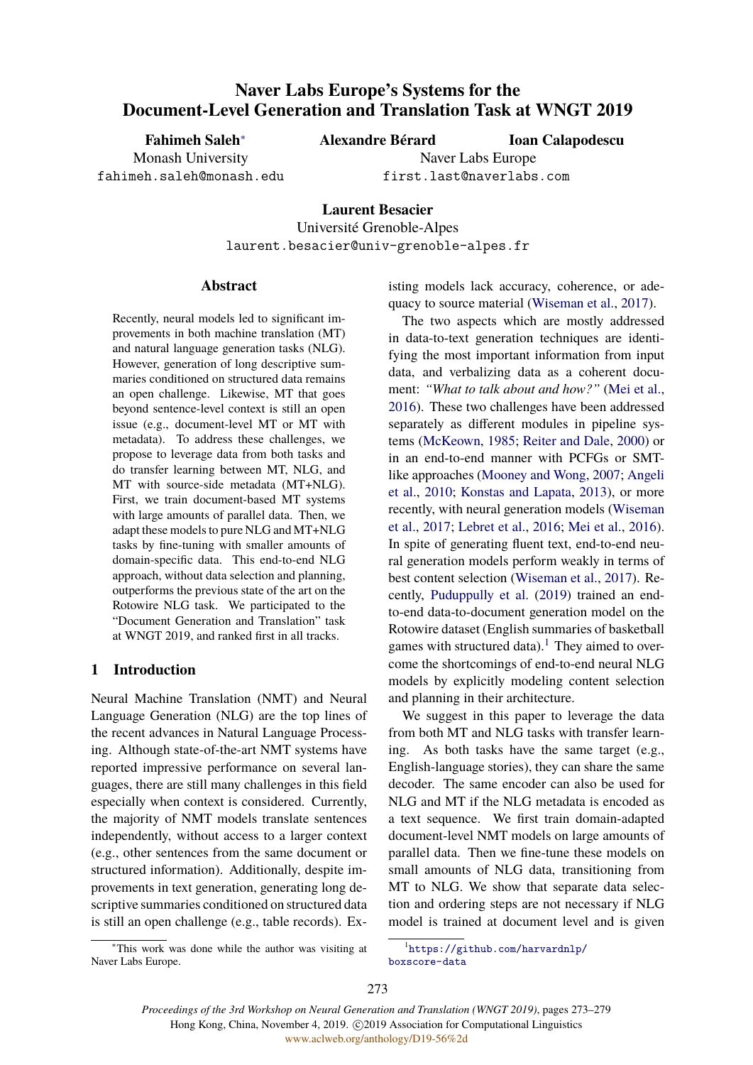# Naver Labs Europe's Systems for the Document-Level Generation and Translation Task at WNGT 2019

**Fahimeh Saleh**[*]
Monash University
fahimeh.saleh@monash.edu

**Alexandre Bérard** **Ioan Calapodescu**
Naver Labs Europe
first.last@naverlabs.com

**Laurent Besacier**
Université Grenoble-Alpes
laurent.besacier@univ-grenoble-alpes.fr

## Abstract

Recently, neural models led to significant improvements in both machine translation (MT) and natural language generation tasks (NLG). However, generation of long descriptive summaries conditioned on structured data remains an open challenge. Likewise, MT that goes beyond sentence-level context is still an open issue (e.g., document-level MT or MT with metadata). To address these challenges, we propose to leverage data from both tasks and do transfer learning between MT, NLG, and MT with source-side metadata (MT+NLG). First, we train document-based MT systems with large amounts of parallel data. Then, we adapt these models to pure NLG and MT+NLG tasks by fine-tuning with smaller amounts of domain-specific data. This end-to-end NLG approach, without data selection and planning, outperforms the previous state of the art on the Rotowire NLG task. We participated to the "Document Generation and Translation" task at WNGT 2019, and ranked first in all tracks.

## 1 Introduction

Neural Machine Translation (NMT) and Neural Language Generation (NLG) are the top lines of the recent advances in Natural Language Processing. Although state-of-the-art NMT systems have reported impressive performance on several languages, there are still many challenges in this field especially when context is considered. Currently, the majority of NMT systems translate sentences independently, without access to a larger context (e.g., other sentences from the same document or structured information). Additionally, despite improvements in text generation, generating long descriptive summaries conditioned on structured data is still an open challenge (e.g., table records). Existing models lack accuracy, coherence, or adequacy to source material (Wiseman et al., 2017).

The two aspects which are mostly addressed in data-to-text generation techniques are identifying the most important information from input data, and verbalizing data as a coherent document: *"What to talk about and how?"* (Mei et al., 2016). These two challenges have been addressed separately as different modules in pipeline systems (McKeown, 1985; Reiter and Dale, 2000) or in an end-to-end manner with PCFGs or SMT-like approaches (Mooney and Wong, 2007; Angeli et al., 2010; Konstas and Lapata, 2013), or more recently, with neural generation models (Wiseman et al., 2017; Lebret et al., 2016; Mei et al., 2016). In spite of generating fluent text, end-to-end neural generation models perform weakly in terms of best content selection (Wiseman et al., 2017). Recently, Puduppully et al. (2019) trained an end-to-end data-to-document generation model on the Rotowire dataset (English summaries of basketball games with structured data).[1] They aimed to overcome the shortcomings of end-to-end neural NLG models by explicitly modeling content selection and planning in their architecture.

We suggest in this paper to leverage the data from both MT and NLG tasks with transfer learning. As both tasks have the same target (e.g., English-language stories), they can share the same decoder. The same encoder can also be used for NLG and MT if the NLG metadata is encoded as a text sequence. We first train domain-adapted document-level NMT models on large amounts of parallel data. Then we fine-tune these models on small amounts of NLG data, transitioning from MT to NLG. We show that separate data selection and ordering steps are not necessary if NLG model is trained at document level and is given

[*]This work was done while the author was visiting at Naver Labs Europe.

[1]https://github.com/harvardnlp/boxscore-data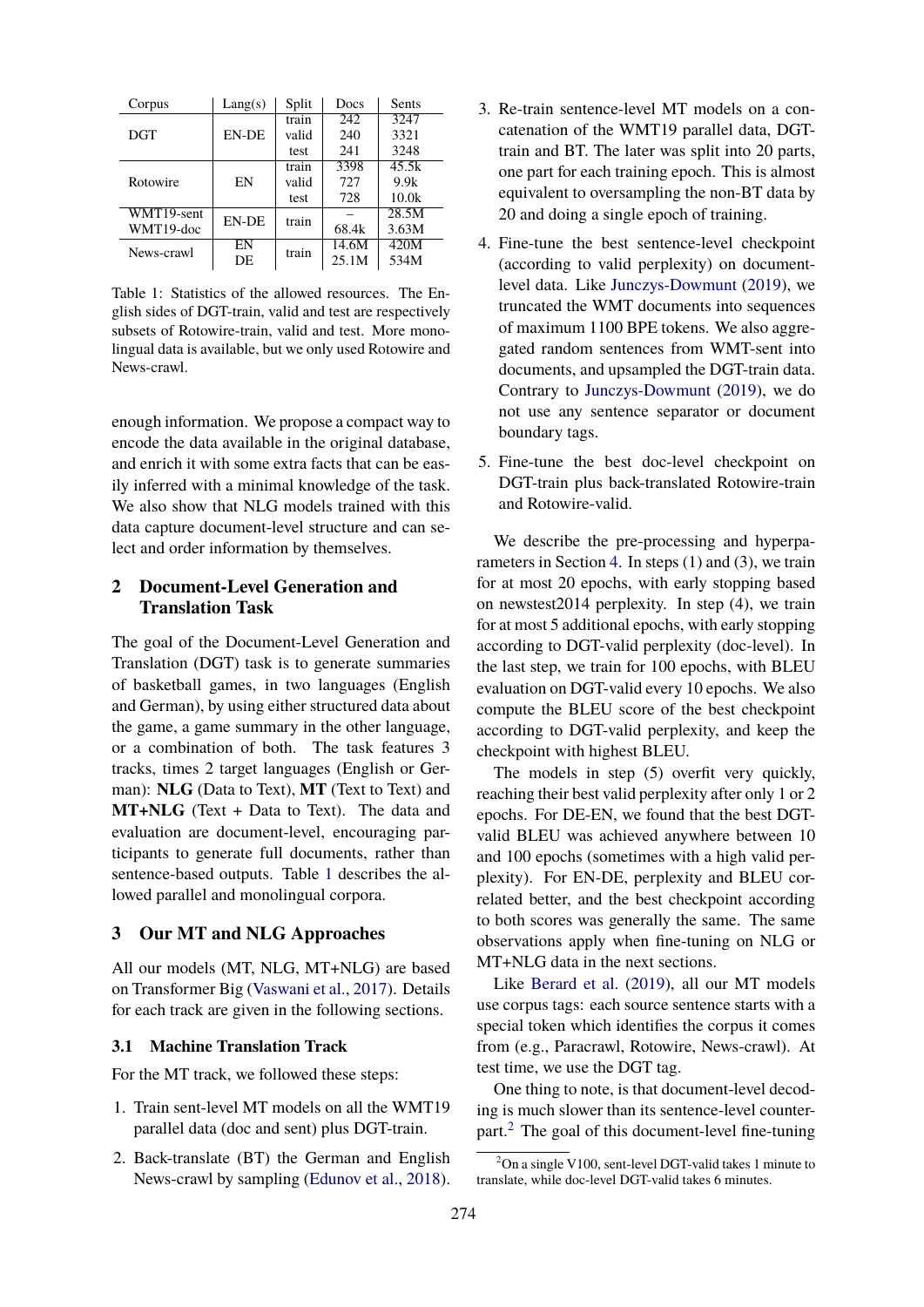| Corpus | Lang(s) | Split | Docs | Sents |
| --- | --- | --- | --- | --- |
| DGT | EN-DE | train | 242 | 3247 |
| | | valid | 240 | 3321 |
| | | test | 241 | 3248 |
| Rotowire | EN | train | 3398 | 45.5k |
| | | valid | 727 | 9.9k |
| | | test | 728 | 10.0k |
| WMT19-sent | EN-DE | train | – | 28.5M |
| WMT19-doc | | | 68.4k | 3.63M |
| News-crawl | EN | train | 14.6M | 420M |
| | DE | | 25.1M | 534M |

Table 1: Statistics of the allowed resources. The English sides of DGT-train, valid and test are respectively subsets of Rotowire-train, valid and test. More monolingual data is available, but we only used Rotowire and News-crawl.

enough information. We propose a compact way to encode the data available in the original database, and enrich it with some extra facts that can be easily inferred with a minimal knowledge of the task. We also show that NLG models trained with this data capture document-level structure and can select and order information by themselves.

## 2 Document-Level Generation and Translation Task

The goal of the Document-Level Generation and Translation (DGT) task is to generate summaries of basketball games, in two languages (English and German), by using either structured data about the game, a game summary in the other language, or a combination of both. The task features 3 tracks, times 2 target languages (English or German): **NLG** (Data to Text), **MT** (Text to Text) and **MT+NLG** (Text + Data to Text). The data and evaluation are document-level, encouraging participants to generate full documents, rather than sentence-based outputs. Table 1 describes the allowed parallel and monolingual corpora.

## 3 Our MT and NLG Approaches

All our models (MT, NLG, MT+NLG) are based on Transformer Big (Vaswani et al., 2017). Details for each track are given in the following sections.

### 3.1 Machine Translation Track

For the MT track, we followed these steps:

1. Train sent-level MT models on all the WMT19 parallel data (doc and sent) plus DGT-train.
2. Back-translate (BT) the German and English News-crawl by sampling (Edunov et al., 2018).
3. Re-train sentence-level MT models on a concatenation of the WMT19 parallel data, DGT-train and BT. The later was split into 20 parts, one part for each training epoch. This is almost equivalent to oversampling the non-BT data by 20 and doing a single epoch of training.
4. Fine-tune the best sentence-level checkpoint (according to valid perplexity) on document-level data. Like Junczys-Dowmunt (2019), we truncated the WMT documents into sequences of maximum 1100 BPE tokens. We also aggregated random sentences from WMT-sent into documents, and upsampled the DGT-train data. Contrary to Junczys-Dowmunt (2019), we do not use any sentence separator or document boundary tags.
5. Fine-tune the best doc-level checkpoint on DGT-train plus back-translated Rotowire-train and Rotowire-valid.

We describe the pre-processing and hyperparameters in Section 4. In steps (1) and (3), we train for at most 20 epochs, with early stopping based on newstest2014 perplexity. In step (4), we train for at most 5 additional epochs, with early stopping according to DGT-valid perplexity (doc-level). In the last step, we train for 100 epochs, with BLEU evaluation on DGT-valid every 10 epochs. We also compute the BLEU score of the best checkpoint according to DGT-valid perplexity, and keep the checkpoint with highest BLEU.

The models in step (5) overfit very quickly, reaching their best valid perplexity after only 1 or 2 epochs. For DE-EN, we found that the best DGT-valid BLEU was achieved anywhere between 10 and 100 epochs (sometimes with a high valid perplexity). For EN-DE, perplexity and BLEU correlated better, and the best checkpoint according to both scores was generally the same. The same observations apply when fine-tuning on NLG or MT+NLG data in the next sections.

Like Berard et al. (2019), all our MT models use corpus tags: each source sentence starts with a special token which identifies the corpus it comes from (e.g., Paracrawl, Rotowire, News-crawl). At test time, we use the DGT tag.

One thing to note, is that document-level decoding is much slower than its sentence-level counterpart.[2] The goal of this document-level fine-tuning

[2] On a single V100, sent-level DGT-valid takes 1 minute to translate, while doc-level DGT-valid takes 6 minutes.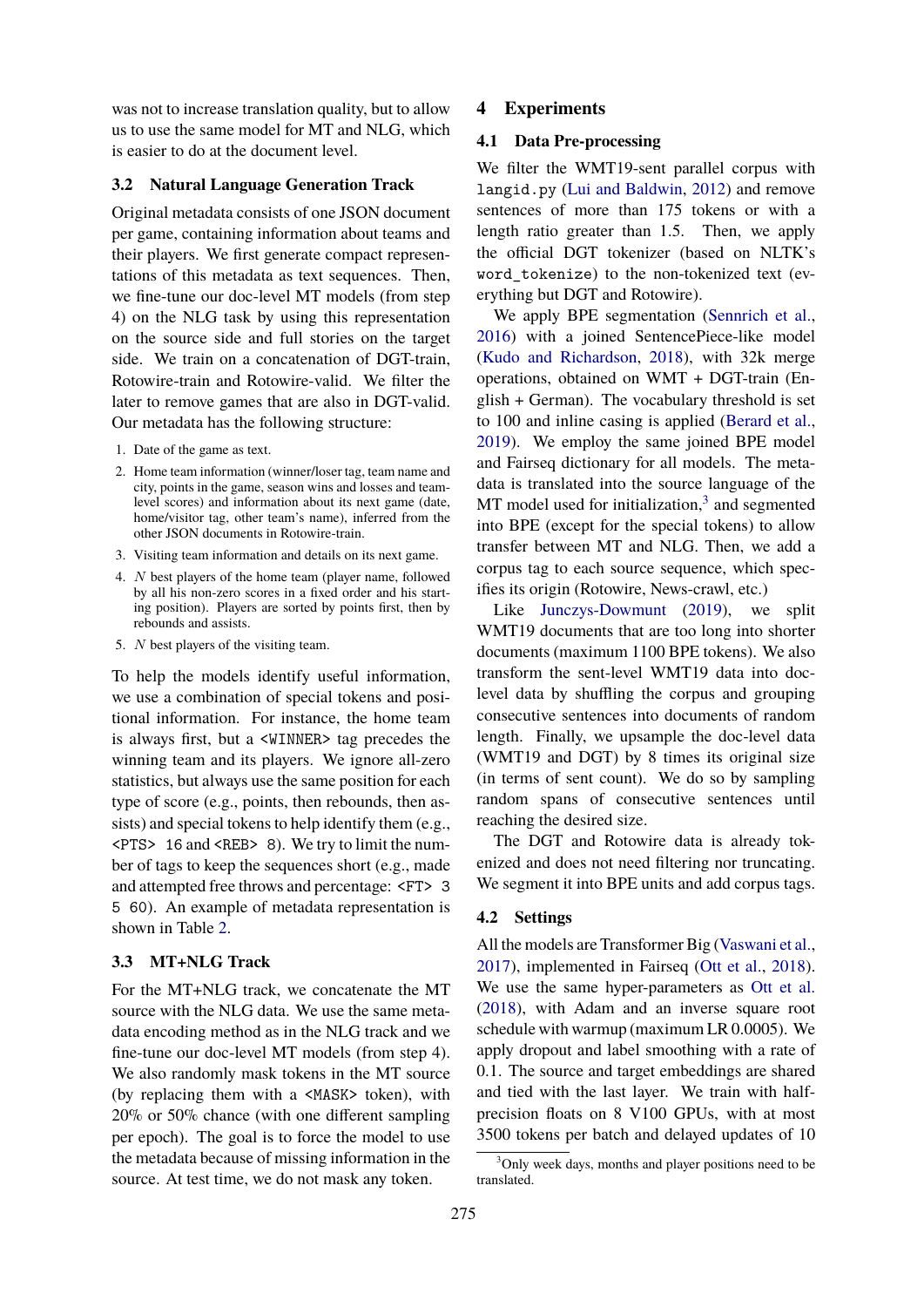was not to increase translation quality, but to allow us to use the same model for MT and NLG, which is easier to do at the document level.

### 3.2 Natural Language Generation Track

Original metadata consists of one JSON document per game, containing information about teams and their players. We first generate compact representations of this metadata as text sequences. Then, we fine-tune our doc-level MT models (from step 4) on the NLG task by using this representation on the source side and full stories on the target side. We train on a concatenation of DGT-train, Rotowire-train and Rotowire-valid. We filter the later to remove games that are also in DGT-valid. Our metadata has the following structure:

1. Date of the game as text.
2. Home team information (winner/loser tag, team name and city, points in the game, season wins and losses and team-level scores) and information about its next game (date, home/visitor tag, other team's name), inferred from the other JSON documents in Rotowire-train.
3. Visiting team information and details on its next game.
4. $N$ best players of the home team (player name, followed by all his non-zero scores in a fixed order and his starting position). Players are sorted by points first, then by rebounds and assists.
5. $N$ best players of the visiting team.

To help the models identify useful information, we use a combination of special tokens and positional information. For instance, the home team is always first, but a `<WINNER>` tag precedes the winning team and its players. We ignore all-zero statistics, but always use the same position for each type of score (e.g., points, then rebounds, then assists) and special tokens to help identify them (e.g., `<PTS> 16` and `<REB> 8`). We try to limit the number of tags to keep the sequences short (e.g., made and attempted free throws and percentage: `<FT> 3 5 60`). An example of metadata representation is shown in Table 2.

### 3.3 MT+NLG Track

For the MT+NLG track, we concatenate the MT source with the NLG data. We use the same metadata encoding method as in the NLG track and we fine-tune our doc-level MT models (from step 4). We also randomly mask tokens in the MT source (by replacing them with a `<MASK>` token), with 20% or 50% chance (with one different sampling per epoch). The goal is to force the model to use the metadata because of missing information in the source. At test time, we do not mask any token.

## 4 Experiments

### 4.1 Data Pre-processing

We filter the WMT19-sent parallel corpus with `langid.py` (Lui and Baldwin, 2012) and remove sentences of more than 175 tokens or with a length ratio greater than 1.5. Then, we apply the official DGT tokenizer (based on NLTK's `word_tokenize`) to the non-tokenized text (everything but DGT and Rotowire).

We apply BPE segmentation (Sennrich et al., 2016) with a joined SentencePiece-like model (Kudo and Richardson, 2018), with 32k merge operations, obtained on WMT + DGT-train (English + German). The vocabulary threshold is set to 100 and inline casing is applied (Berard et al., 2019). We employ the same joined BPE model and Fairseq dictionary for all models. The metadata is translated into the source language of the MT model used for initialization,[3] and segmented into BPE (except for the special tokens) to allow transfer between MT and NLG. Then, we add a corpus tag to each source sequence, which specifies its origin (Rotowire, News-crawl, etc.)

Like Junczys-Dowmunt (2019), we split WMT19 documents that are too long into shorter documents (maximum 1100 BPE tokens). We also transform the sent-level WMT19 data into doc-level data by shuffling the corpus and grouping consecutive sentences into documents of random length. Finally, we upsample the doc-level data (WMT19 and DGT) by 8 times its original size (in terms of sent count). We do so by sampling random spans of consecutive sentences until reaching the desired size.

The DGT and Rotowire data is already tokenized and does not need filtering nor truncating. We segment it into BPE units and add corpus tags.

### 4.2 Settings

All the models are Transformer Big (Vaswani et al., 2017), implemented in Fairseq (Ott et al., 2018). We use the same hyper-parameters as Ott et al. (2018), with Adam and an inverse square root schedule with warmup (maximum LR 0.0005). We apply dropout and label smoothing with a rate of 0.1. The source and target embeddings are shared and tied with the last layer. We train with half-precision floats on 8 V100 GPUs, with at most 3500 tokens per batch and delayed updates of 10

[3] Only week days, months and player positions need to be translated.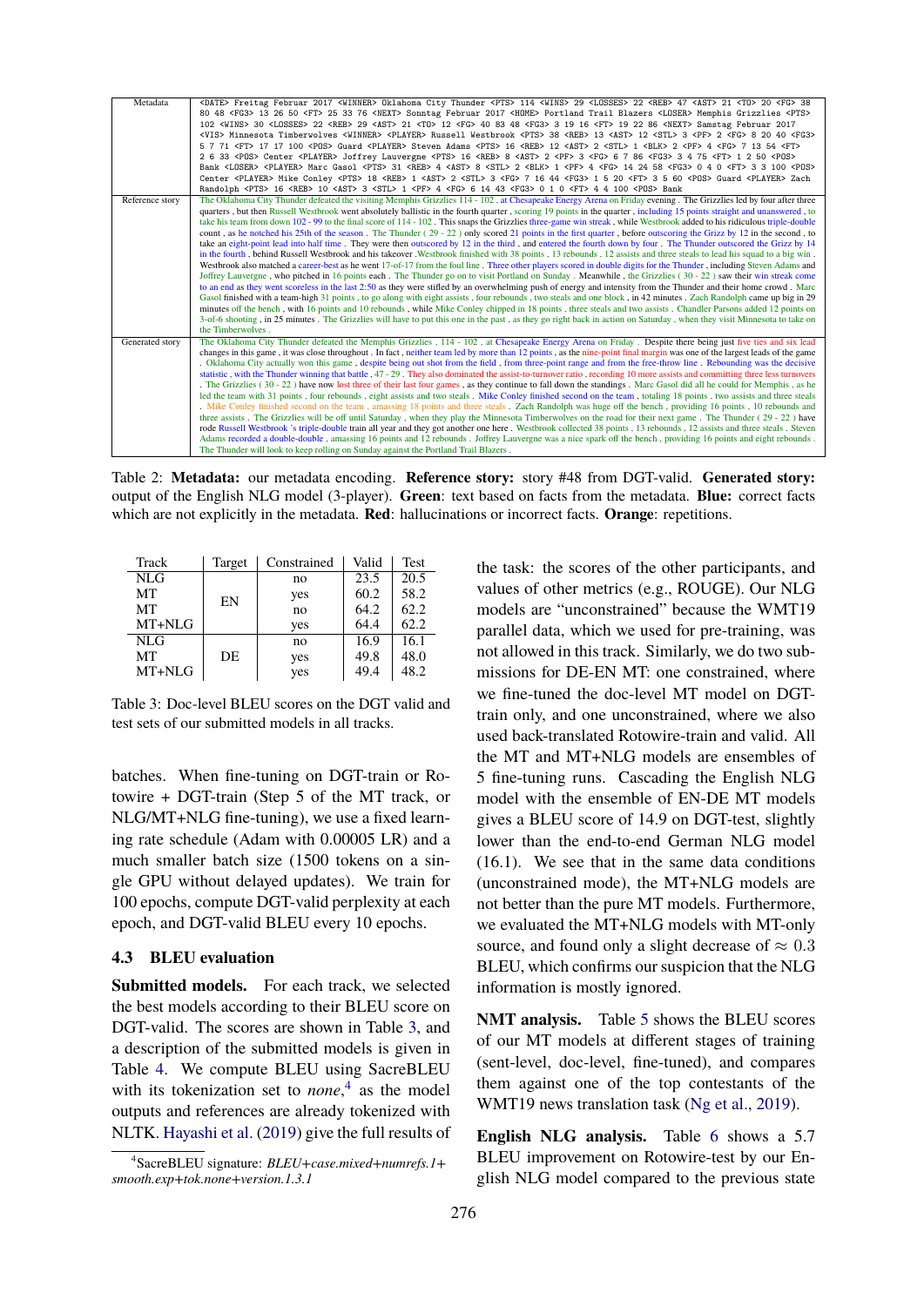| | |
|---|---|
| Metadata | <DATE> Freitag Februar 2017 <WINNER> Oklahoma City Thunder <PTS> 114 <WINS> 29 <LOSSES> 22 <REB> 47 <AST> 21 <TO> 20 <FG> 38 80 48 <FG3> 13 26 50 <FT> 25 33 76 <NEXT> Sonntag Februar 2017 <HOME> Portland Trail Blazers <LOSER> Memphis Grizzlies <PTS> 102 <WINS> 30 <LOSSES> 22 <REB> 29 <AST> 21 <TO> 12 <FG> 40 83 48 <FG3> 3 19 16 <FT> 19 22 86 <NEXT> Samstag Februar 2017 <VIS> Minnesota Timberwolves <WINNER> <PLAYER> Russell Westbrook <PTS> 38 <REB> 13 <AST> 12 <STL> 3 <PF> 2 <FG> 8 20 40 <FG3> 5 7 71 <FT> 17 17 100 <POS> Guard <PLAYER> Steven Adams <PTS> 16 <REB> 12 <AST> 2 <STL> 1 <BLK> 2 <PF> 4 <FG> 7 13 54 <FT> 2 6 33 <POS> Center <PLAYER> Joffrey Lauvergne <PTS> 16 <REB> 8 <AST> 2 <PF> 3 <FG> 6 7 86 <FG3> 3 4 75 <FT> 1 2 50 <POS> Bank <LOSER> <PLAYER> Marc Gasol <PTS> 31 <REB> 4 <AST> 8 <STL> 2 <BLK> 1 <PF> 4 <FG> 14 24 58 <FG3> 0 4 0 <FT> 3 3 100 <POS> Center <PLAYER> Mike Conley <PTS> 18 <REB> 1 <AST> 2 <STL> 3 <FG> 7 16 44 <FG3> 1 5 20 <FT> 3 5 60 <POS> Guard <PLAYER> Zach Randolph <PTS> 16 <REB> 10 <AST> 3 <STL> 1 <PF> 4 <FG> 6 14 43 <FG3> 0 1 0 <FT> 4 4 100 <POS> Bank |
| Reference story | The Oklahoma City Thunder defeated the visiting Memphis Grizzlies 114 - 102 , at Chesapeake Energy Arena on Friday evening . The Grizzlies led by four after three quarters , but then Russell Westbrook went absolutely ballistic in the fourth quarter , scoring 19 points in the quarter , including 15 points straight and unanswered , to take his team from down 102 - 99 to the final score of 114 - 102 . This snaps the Grizzlies three-game win streak , while Westbrook added to his ridiculous triple-double count , as he notched his 25th of the season . The Thunder ( 29 - 22 ) only scored 21 points in the first quarter , before outscoring the Grizz by 12 in the second , to take an eight-point lead into half time . They were then outscored by 12 in the third , and entered the fourth down by four . The Thunder outscored the Grizz by 14 in the fourth , behind Russell Westbrook and his takeover .Westbrook finished with 38 points , 13 rebounds , 12 assists and three steals to lead his squad to a big win . Westbrook also matched a career-best as he went 17-of-17 from the foul line . Three other players scored in double digits for the Thunder , including Steven Adams and Joffrey Lauvergne , who pitched in 16 points each . The Thunder go on to visit Portland on Sunday . Meanwhile , the Grizzlies ( 30 - 22 ) saw their win streak come to an end as they went scoreless in the last 2:50 as they were stifled by an overwhelming push of energy and intensity from the Thunder and their home crowd . Marc Gasol finished with a team-high 31 points , to go along with eight assists , four rebounds , two steals and one block , in 42 minutes . Zach Randolph came up big in 29 minutes off the bench , with 16 points and 10 rebounds , while Mike Conley chipped in 18 points , three steals and two assists . Chandler Parsons added 12 points on 3-of-6 shooting , in 25 minutes . The Grizzlies will have to put this one in the past , as they go right back in action on Saturday , when they visit Minnesota to take on the Timberwolves . |
| Generated story | The Oklahoma City Thunder defeated the Memphis Grizzlies , 114 - 102 , at Chesapeake Energy Arena on Friday . Despite there being just five ties and six lead changes in this game , it was close throughout . In fact , neither team led by more than 12 points , as the nine-point final margin was one of the largest leads of the game . Oklahoma City actually won this game , despite being out shot from the field , from three-point range and from the free-throw line . Rebounding was the decisive statistic , with the Thunder winning that battle , 47 - 29 . They also dominated the assist-to-turnover ratio , recording 10 more assists and committing three less turnovers . The Grizzlies ( 30 - 22 ) have now lost three of their last four games , as they continue to fall down the standings . Marc Gasol did all he could for Memphis , as he led the team with 31 points , four rebounds , eight assists and two steals . Mike Conley finished second on the team , totaling 18 points , two assists and three steals . Mike Conley finished second on the team , amassing 18 points and three steals . Zach Randolph was huge off the bench , providing 16 points , 10 rebounds and three assists . The Grizzlies will be off until Saturday , when they play the Minnesota Timberwolves on the road for their next game . The Thunder ( 29 - 22 ) have rode Russell Westbrook 's triple-double train all year and they got another one here . Westbrook collected 38 points , 13 rebounds , 12 assists and three steals . Steven Adams recorded a double-double , amassing 16 points and 12 rebounds . Joffrey Lauvergne was a nice spark off the bench , providing 16 points and eight rebounds . The Thunder will look to keep rolling on Sunday against the Portland Trail Blazers . |

Table 2: **Metadata:** our metadata encoding. **Reference story:** story #48 from DGT-valid. **Generated story:** output of the English NLG model (3-player). **Green**: text based on facts from the metadata. **Blue:** correct facts which are not explicitly in the metadata. **Red**: hallucinations or incorrect facts. **Orange**: repetitions.

| Track | Target | Constrained | Valid | Test |
|---|---|---|---|---|
| NLG | EN | no | 23.5 | 20.5 |
| MT | | yes | 60.2 | 58.2 |
| MT | | no | 64.2 | 62.2 |
| MT+NLG | | yes | 64.4 | 62.2 |
| NLG | DE | no | 16.9 | 16.1 |
| MT | | yes | 49.8 | 48.0 |
| MT+NLG | | yes | 49.4 | 48.2 |

Table 3: Doc-level BLEU scores on the DGT valid and test sets of our submitted models in all tracks.

batches. When fine-tuning on DGT-train or Rotowire + DGT-train (Step 5 of the MT track, or NLG/MT+NLG fine-tuning), we use a fixed learning rate schedule (Adam with 0.00005 LR) and a much smaller batch size (1500 tokens on a single GPU without delayed updates). We train for 100 epochs, compute DGT-valid perplexity at each epoch, and DGT-valid BLEU every 10 epochs.

### 4.3 BLEU evaluation

**Submitted models.** For each track, we selected the best models according to their BLEU score on DGT-valid. The scores are shown in Table 3, and a description of the submitted models is given in Table 4. We compute BLEU using SacreBLEU with its tokenization set to *none*,[4] as the model outputs and references are already tokenized with NLTK. Hayashi et al. (2019) give the full results of the task: the scores of the other participants, and values of other metrics (e.g., ROUGE). Our NLG models are "unconstrained" because the WMT19 parallel data, which we used for pre-training, was not allowed in this track. Similarly, we do two submissions for DE-EN MT: one constrained, where we fine-tuned the doc-level MT model on DGT-train only, and one unconstrained, where we also used back-translated Rotowire-train and valid. All the MT and MT+NLG models are ensembles of 5 fine-tuning runs. Cascading the English NLG model with the ensemble of EN-DE MT models gives a BLEU score of 14.9 on DGT-test, slightly lower than the end-to-end German NLG model (16.1). We see that in the same data conditions (unconstrained mode), the MT+NLG models are not better than the pure MT models. Furthermore, we evaluated the MT+NLG models with MT-only source, and found only a slight decrease of $\approx 0.3$ BLEU, which confirms our suspicion that the NLG information is mostly ignored.

**NMT analysis.** Table 5 shows the BLEU scores of our MT models at different stages of training (sent-level, doc-level, fine-tuned), and compares them against one of the top contestants of the WMT19 news translation task (Ng et al., 2019).

**English NLG analysis.** Table 6 shows a 5.7 BLEU improvement on Rotowire-test by our English NLG model compared to the previous state

[4] SacreBLEU signature: *BLEU+case.mixed+numrefs.1+smooth.exp+tok.none+version.1.3.1*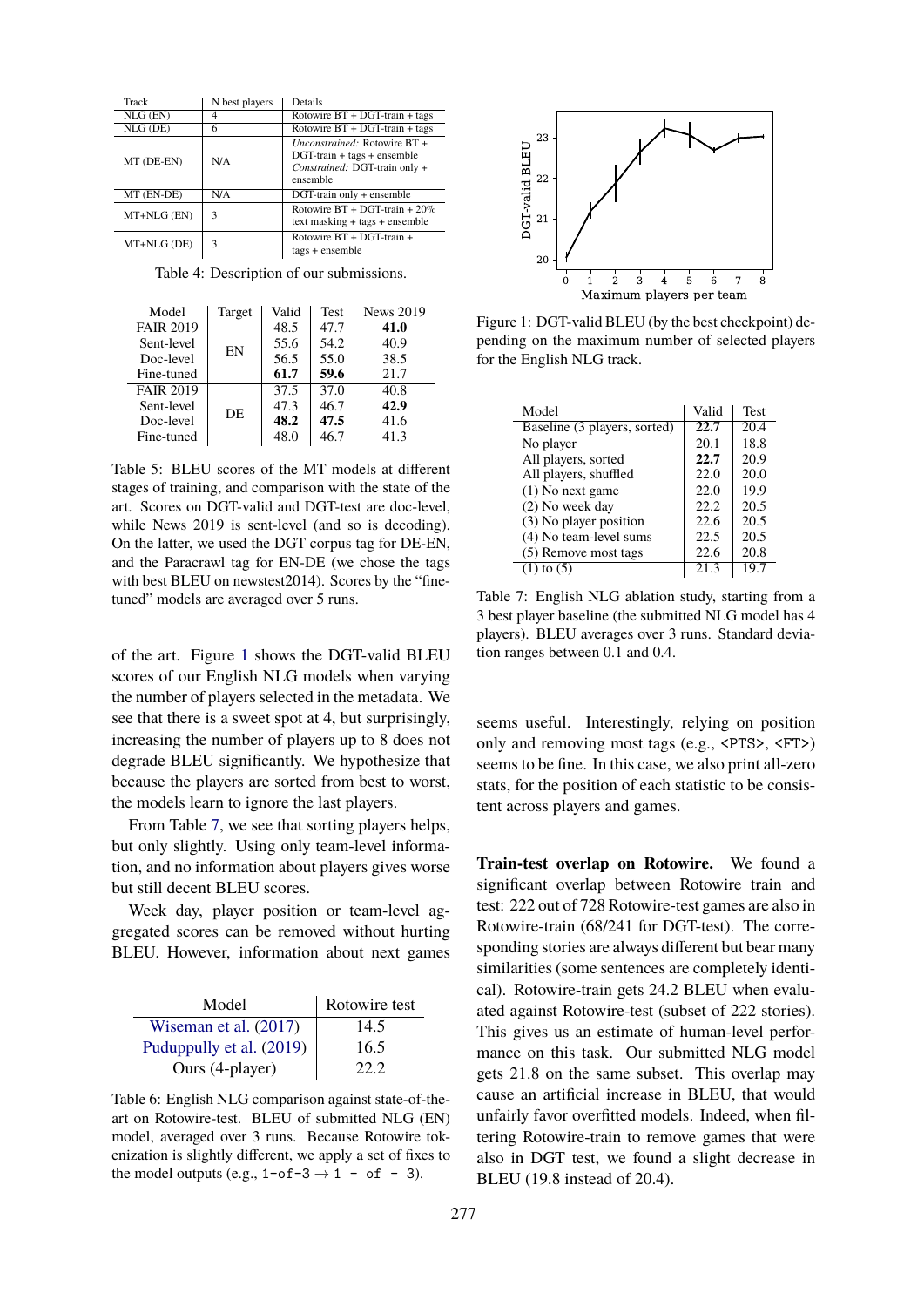| Track | N best players | Details |
|---|---|---|
| NLG (EN) | 4 | Rotowire BT + DGT-train + tags |
| NLG (DE) | 6 | Rotowire BT + DGT-train + tags |
| MT (DE-EN) | N/A | *Unconstrained:* Rotowire BT + DGT-train + tags + ensemble *Constrained:* DGT-train only + ensemble |
| MT (EN-DE) | N/A | DGT-train only + ensemble |
| MT+NLG (EN) | 3 | Rotowire BT + DGT-train + 20% text masking + tags + ensemble |
| MT+NLG (DE) | 3 | Rotowire BT + DGT-train + tags + ensemble |

Table 4: Description of our submissions.

| Model | Target | Valid | Test | News 2019 |
|---|---|---|---|---|
| FAIR 2019 | EN | 48.5 | 47.7 | **41.0** |
| Sent-level | | 55.6 | 54.2 | 40.9 |
| Doc-level | | 56.5 | 55.0 | 38.5 |
| Fine-tuned | | **61.7** | **59.6** | 21.7 |
| FAIR 2019 | DE | 37.5 | 37.0 | 40.8 |
| Sent-level | | 47.3 | 46.7 | **42.9** |
| Doc-level | | **48.2** | **47.5** | 41.6 |
| Fine-tuned | | 48.0 | 46.7 | 41.3 |

Table 5: BLEU scores of the MT models at different stages of training, and comparison with the state of the art. Scores on DGT-valid and DGT-test are doc-level, while News 2019 is sent-level (and so is decoding). On the latter, we used the DGT corpus tag for DE-EN, and the Paracrawl tag for EN-DE (we chose the tags with best BLEU on newstest2014). Scores by the "fine-tuned" models are averaged over 5 runs.

of the art. Figure 1 shows the DGT-valid BLEU scores of our English NLG models when varying the number of players selected in the metadata. We see that there is a sweet spot at 4, but surprisingly, increasing the number of players up to 8 does not degrade BLEU significantly. We hypothesize that because the players are sorted from best to worst, the models learn to ignore the last players.

From Table 7, we see that sorting players helps, but only slightly. Using only team-level information, and no information about players gives worse but still decent BLEU scores.

Week day, player position or team-level aggregated scores can be removed without hurting BLEU. However, information about next games seems useful. Interestingly, relying on position only and removing most tags (e.g., <PTS>, <FT>) seems to be fine. In this case, we also print all-zero stats, for the position of each statistic to be consistent across players and games.

| Model | Rotowire test |
|---|---|
| Wiseman et al. (2017) | 14.5 |
| Puduppully et al. (2019) | 16.5 |
| Ours (4-player) | 22.2 |

Table 6: English NLG comparison against state-of-the-art on Rotowire-test. BLEU of submitted NLG (EN) model, averaged over 3 runs. Because Rotowire tokenization is slightly different, we apply a set of fixes to the model outputs (e.g., `1-of-3` → `1 - of - 3`).

Figure 1: DGT-valid BLEU (by the best checkpoint) depending on the maximum number of selected players for the English NLG track.

| Model | Valid | Test |
|---|---|---|
| Baseline (3 players, sorted) | **22.7** | 20.4 |
| No player | 20.1 | 18.8 |
| All players, sorted | **22.7** | 20.9 |
| All players, shuffled | 22.0 | 20.0 |
| (1) No next game | 22.0 | 19.9 |
| (2) No week day | 22.2 | 20.5 |
| (3) No player position | 22.6 | 20.5 |
| (4) No team-level sums | 22.5 | 20.5 |
| (5) Remove most tags | 22.6 | 20.8 |
| (1) to (5) | 21.3 | 19.7 |

Table 7: English NLG ablation study, starting from a 3 best player baseline (the submitted NLG model has 4 players). BLEU averages over 3 runs. Standard deviation ranges between 0.1 and 0.4.

**Train-test overlap on Rotowire.** We found a significant overlap between Rotowire train and test: 222 out of 728 Rotowire-test games are also in Rotowire-train (68/241 for DGT-test). The corresponding stories are always different but bear many similarities (some sentences are completely identical). Rotowire-train gets 24.2 BLEU when evaluated against Rotowire-test (subset of 222 stories). This gives us an estimate of human-level performance on this task. Our submitted NLG model gets 21.8 on the same subset. This overlap may cause an artificial increase in BLEU, that would unfairly favor overfitted models. Indeed, when filtering Rotowire-train to remove games that were also in DGT test, we found a slight decrease in BLEU (19.8 instead of 20.4).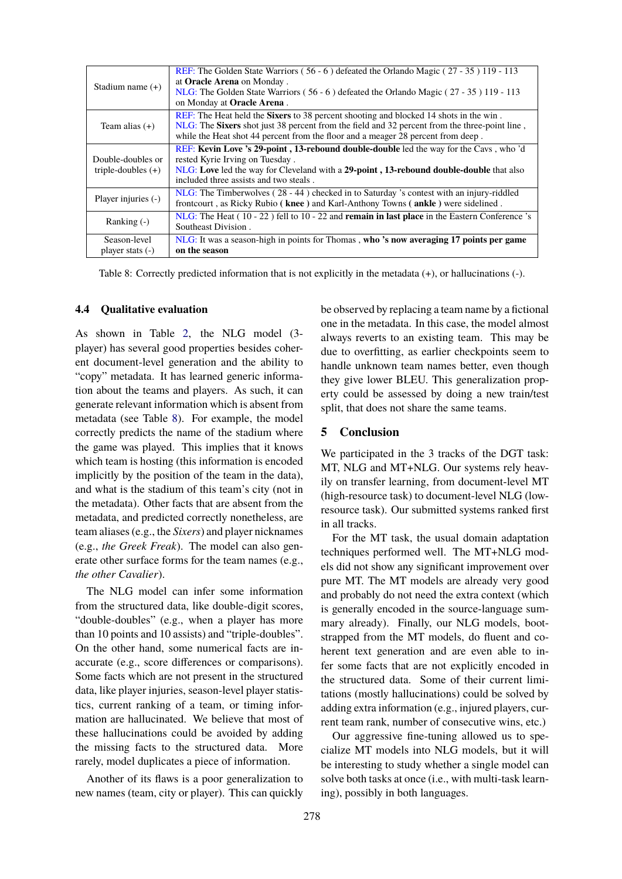| | |
|---|---|
| Stadium name (+) | REF: The Golden State Warriors ( 56 - 6 ) defeated the Orlando Magic ( 27 - 35 ) 119 - 113 at **Oracle Arena** on Monday . NLG: The Golden State Warriors ( 56 - 6 ) defeated the Orlando Magic ( 27 - 35 ) 119 - 113 on Monday at **Oracle Arena** . |
| Team alias (+) | REF: The Heat held the **Sixers** to 38 percent shooting and blocked 14 shots in the win . NLG: The **Sixers** shot just 38 percent from the field and 32 percent from the three-point line , while the Heat shot 44 percent from the floor and a meager 28 percent from deep . |
| Double-doubles or triple-doubles (+) | REF: **Kevin Love 's 29-point , 13-rebound double-double** led the way for the Cavs , who 'd rested Kyrie Irving on Tuesday . NLG: **Love** led the way for Cleveland with a **29-point , 13-rebound double-double** that also included three assists and two steals . |
| Player injuries (-) | NLG: The Timberwolves ( 28 - 44 ) checked in to Saturday 's contest with an injury-riddled frontcourt , as Ricky Rubio **( knee )** and Karl-Anthony Towns **( ankle )** were sidelined . |
| Ranking (-) | NLG: The Heat ( 10 - 22 ) fell to 10 - 22 and **remain in last place** in the Eastern Conference 's Southeast Division . |
| Season-level player stats (-) | NLG: It was a season-high in points for Thomas , **who 's now averaging 17 points per game on the season** |

Table 8: Correctly predicted information that is not explicitly in the metadata (+), or hallucinations (-).

### 4.4 Qualitative evaluation

As shown in Table 2, the NLG model (3-player) has several good properties besides coherent document-level generation and the ability to "copy" metadata. It has learned generic information about the teams and players. As such, it can generate relevant information which is absent from metadata (see Table 8). For example, the model correctly predicts the name of the stadium where the game was played. This implies that it knows which team is hosting (this information is encoded implicitly by the position of the team in the data), and what is the stadium of this team's city (not in the metadata). Other facts that are absent from the metadata, and predicted correctly nonetheless, are team aliases (e.g., the *Sixers*) and player nicknames (e.g., *the Greek Freak*). The model can also generate other surface forms for the team names (e.g., *the other Cavalier*).

The NLG model can infer some information from the structured data, like double-digit scores, "double-doubles" (e.g., when a player has more than 10 points and 10 assists) and "triple-doubles". On the other hand, some numerical facts are inaccurate (e.g., score differences or comparisons). Some facts which are not present in the structured data, like player injuries, season-level player statistics, current ranking of a team, or timing information are hallucinated. We believe that most of these hallucinations could be avoided by adding the missing facts to the structured data. More rarely, model duplicates a piece of information.

Another of its flaws is a poor generalization to new names (team, city or player). This can quickly be observed by replacing a team name by a fictional one in the metadata. In this case, the model almost always reverts to an existing team. This may be due to overfitting, as earlier checkpoints seem to handle unknown team names better, even though they give lower BLEU. This generalization property could be assessed by doing a new train/test split, that does not share the same teams.

## 5 Conclusion

We participated in the 3 tracks of the DGT task: MT, NLG and MT+NLG. Our systems rely heavily on transfer learning, from document-level MT (high-resource task) to document-level NLG (low-resource task). Our submitted systems ranked first in all tracks.

For the MT task, the usual domain adaptation techniques performed well. The MT+NLG models did not show any significant improvement over pure MT. The MT models are already very good and probably do not need the extra context (which is generally encoded in the source-language summary already). Finally, our NLG models, bootstrapped from the MT models, do fluent and coherent text generation and are even able to infer some facts that are not explicitly encoded in the structured data. Some of their current limitations (mostly hallucinations) could be solved by adding extra information (e.g., injured players, current team rank, number of consecutive wins, etc.)

Our aggressive fine-tuning allowed us to specialize MT models into NLG models, but it will be interesting to study whether a single model can solve both tasks at once (i.e., with multi-task learning), possibly in both languages.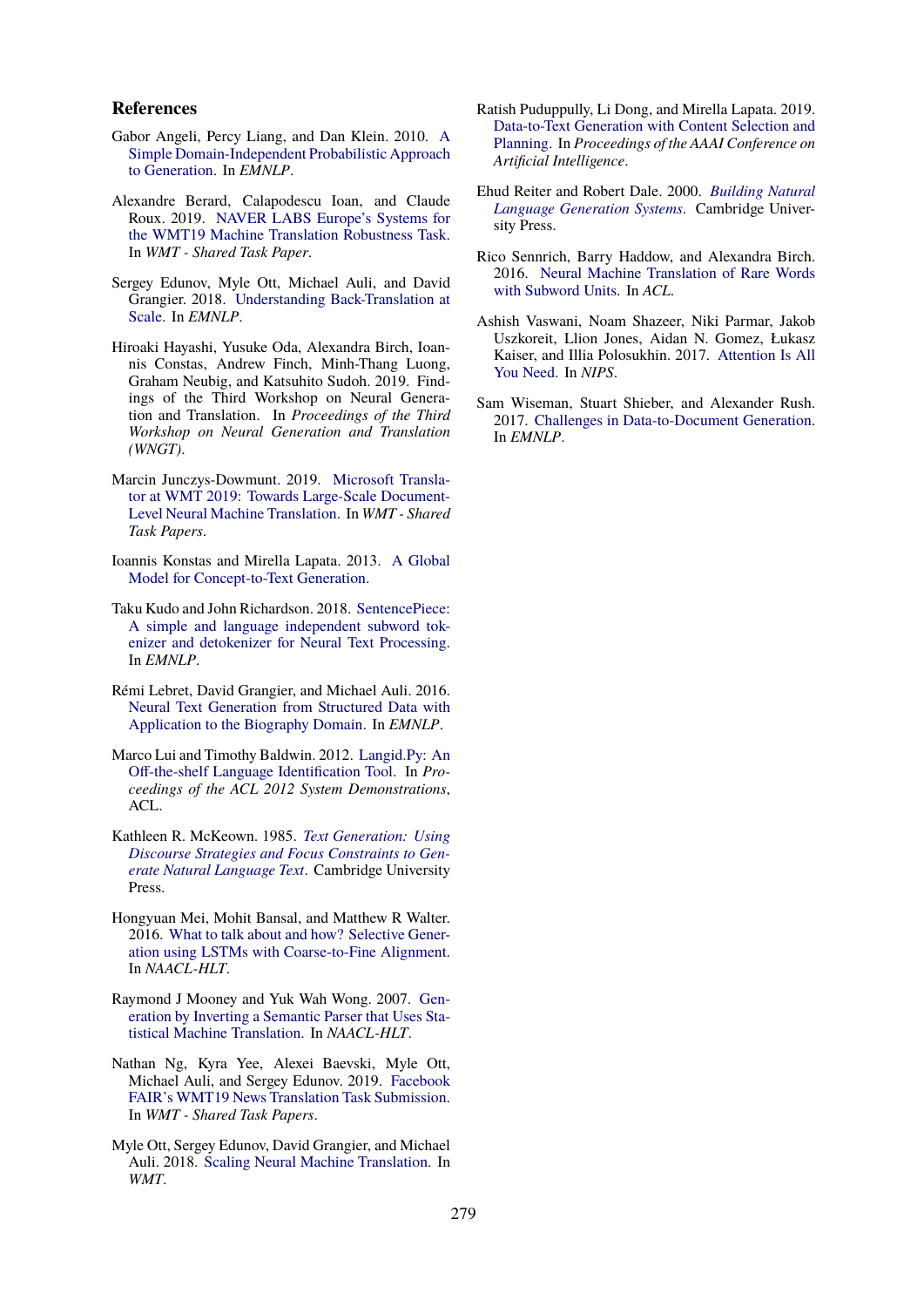## References

Gabor Angeli, Percy Liang, and Dan Klein. 2010. A Simple Domain-Independent Probabilistic Approach to Generation. In *EMNLP*.

Alexandre Berard, Calapodescu Ioan, and Claude Roux. 2019. NAVER LABS Europe's Systems for the WMT19 Machine Translation Robustness Task. In *WMT - Shared Task Paper*.

Sergey Edunov, Myle Ott, Michael Auli, and David Grangier. 2018. Understanding Back-Translation at Scale. In *EMNLP*.

Hiroaki Hayashi, Yusuke Oda, Alexandra Birch, Ioannis Constas, Andrew Finch, Minh-Thang Luong, Graham Neubig, and Katsuhito Sudoh. 2019. Findings of the Third Workshop on Neural Generation and Translation. In *Proceedings of the Third Workshop on Neural Generation and Translation (WNGT)*.

Marcin Junczys-Dowmunt. 2019. Microsoft Translator at WMT 2019: Towards Large-Scale Document-Level Neural Machine Translation. In *WMT - Shared Task Papers*.

Ioannis Konstas and Mirella Lapata. 2013. A Global Model for Concept-to-Text Generation.

Taku Kudo and John Richardson. 2018. SentencePiece: A simple and language independent subword tokenizer and detokenizer for Neural Text Processing. In *EMNLP*.

Rémi Lebret, David Grangier, and Michael Auli. 2016. Neural Text Generation from Structured Data with Application to the Biography Domain. In *EMNLP*.

Marco Lui and Timothy Baldwin. 2012. Langid.Py: An Off-the-shelf Language Identification Tool. In *Proceedings of the ACL 2012 System Demonstrations*, ACL.

Kathleen R. McKeown. 1985. *Text Generation: Using Discourse Strategies and Focus Constraints to Generate Natural Language Text*. Cambridge University Press.

Hongyuan Mei, Mohit Bansal, and Matthew R Walter. 2016. What to talk about and how? Selective Generation using LSTMs with Coarse-to-Fine Alignment. In *NAACL-HLT*.

Raymond J Mooney and Yuk Wah Wong. 2007. Generation by Inverting a Semantic Parser that Uses Statistical Machine Translation. In *NAACL-HLT*.

Nathan Ng, Kyra Yee, Alexei Baevski, Myle Ott, Michael Auli, and Sergey Edunov. 2019. Facebook FAIR's WMT19 News Translation Task Submission. In *WMT - Shared Task Papers*.

Myle Ott, Sergey Edunov, David Grangier, and Michael Auli. 2018. Scaling Neural Machine Translation. In *WMT*.

Ratish Puduppully, Li Dong, and Mirella Lapata. 2019. Data-to-Text Generation with Content Selection and Planning. In *Proceedings of the AAAI Conference on Artificial Intelligence*.

Ehud Reiter and Robert Dale. 2000. *Building Natural Language Generation Systems*. Cambridge University Press.

Rico Sennrich, Barry Haddow, and Alexandra Birch. 2016. Neural Machine Translation of Rare Words with Subword Units. In *ACL*.

Ashish Vaswani, Noam Shazeer, Niki Parmar, Jakob Uszkoreit, Llion Jones, Aidan N. Gomez, Łukasz Kaiser, and Illia Polosukhin. 2017. Attention Is All You Need. In *NIPS*.

Sam Wiseman, Stuart Shieber, and Alexander Rush. 2017. Challenges in Data-to-Document Generation. In *EMNLP*.